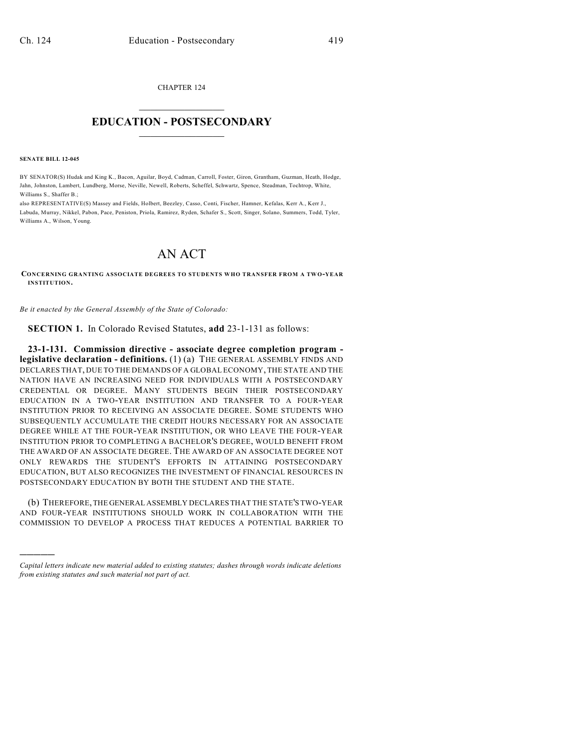CHAPTER 124

# EDUCATION - POSTSECONDARY

**SENATE BILL 12-045**

BY SENATOR(S) Hudak and King K., Bacon, Aguilar, Boyd, Cadman, Carroll, Foster, Giron, Grantham, Guzman, Heath, Hodge, Jahn, Johnston, Lambert, Lundberg, Morse, Neville, Newell, Roberts, Scheffel, Schwartz, Spence, Steadman, Tochtrop, White, Williams S., Shaffer B.;

also REPRESENTATIVE(S) Massey and Fields, Holbert, Beezley, Casso, Conti, Fischer, Hamner, Kefalas, Kerr A., Kerr J., Labuda, Murray, Nikkel, Pabon, Pace, Peniston, Priola, Ramirez, Ryden, Schafer S., Scott, Singer, Solano, Summers, Todd, Tyler, Williams A., Wilson, Young.

# AN ACT

**CONCERNING GRANTING ASSOCIATE DEGREES TO STUDENTS WHO TRANSFER FROM A TWO-YEAR INSTITUTION.**

*Be it enacted by the General Assembly of the State of Colorado:*

**SECTION 1.** In Colorado Revised Statutes, **add** 23-1-131 as follows:

**23-1-131. Commission directive - associate degree completion program - legislative declaration - definitions.** (1) (a) THE GENERAL ASSEMBLY FINDS AND DECLARES THAT, DUE TO THE DEMANDS OF A GLOBAL ECONOMY, THE STATE AND THE NATION HAVE AN INCREASING NEED FOR INDIVIDUALS WITH A POSTSECONDARY CREDENTIAL OR DEGREE. MANY STUDENTS BEGIN THEIR POSTSECONDARY EDUCATION IN A TWO-YEAR INSTITUTION AND TRANSFER TO A FOUR-YEAR INSTITUTION PRIOR TO RECEIVING AN ASSOCIATE DEGREE. SOME STUDENTS WHO SUBSEQUENTLY ACCUMULATE THE CREDIT HOURS NECESSARY FOR AN ASSOCIATE DEGREE WHILE AT THE FOUR-YEAR INSTITUTION, OR WHO LEAVE THE FOUR-YEAR INSTITUTION PRIOR TO COMPLETING A BACHELOR'S DEGREE, WOULD BENEFIT FROM THE AWARD OF AN ASSOCIATE DEGREE. THE AWARD OF AN ASSOCIATE DEGREE NOT ONLY REWARDS THE STUDENT'S EFFORTS IN ATTAINING POSTSECONDARY EDUCATION, BUT ALSO RECOGNIZES THE INVESTMENT OF FINANCIAL RESOURCES IN POSTSECONDARY EDUCATION BY BOTH THE STUDENT AND THE STATE.

(b) THEREFORE, THE GENERAL ASSEMBLY DECLARES THAT THE STATE'S TWO-YEAR AND FOUR-YEAR INSTITUTIONS SHOULD WORK IN COLLABORATION WITH THE COMMISSION TO DEVELOP A PROCESS THAT REDUCES A POTENTIAL BARRIER TO

---

*Capital letters indicate new material added to existing statutes; dashes through words indicate deletions from existing statutes and such material not part of act.*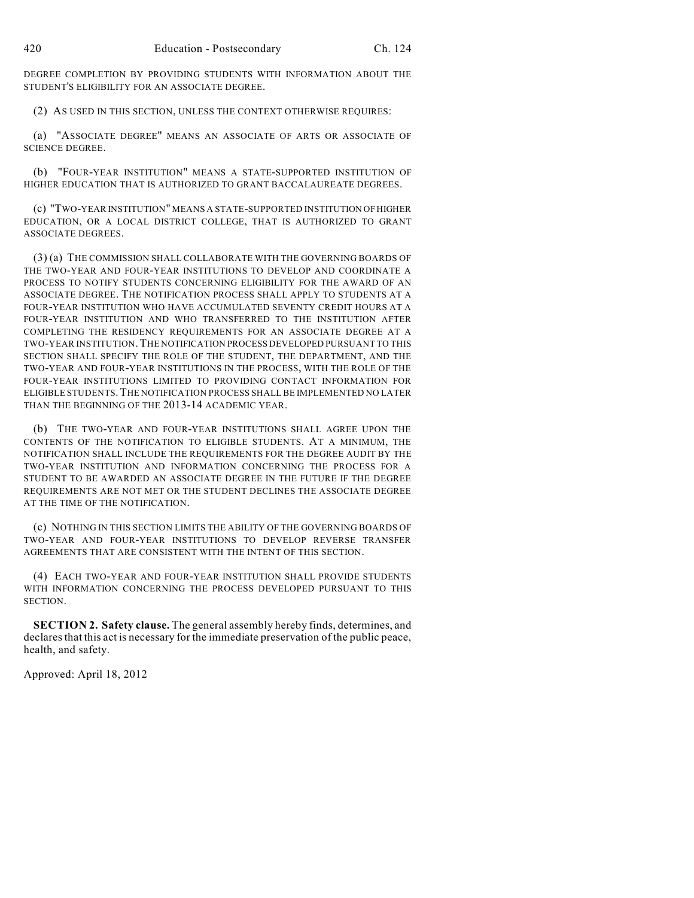DEGREE COMPLETION BY PROVIDING STUDENTS WITH INFORMATION ABOUT THE STUDENT'S ELIGIBILITY FOR AN ASSOCIATE DEGREE.

(2) AS USED IN THIS SECTION, UNLESS THE CONTEXT OTHERWISE REQUIRES:

(a) "ASSOCIATE DEGREE" MEANS AN ASSOCIATE OF ARTS OR ASSOCIATE OF SCIENCE DEGREE.

(b) "FOUR-YEAR INSTITUTION" MEANS A STATE-SUPPORTED INSTITUTION OF HIGHER EDUCATION THAT IS AUTHORIZED TO GRANT BACCALAUREATE DEGREES.

(c) "TWO-YEAR INSTITUTION" MEANS A STATE-SUPPORTED INSTITUTION OF HIGHER EDUCATION, OR A LOCAL DISTRICT COLLEGE, THAT IS AUTHORIZED TO GRANT ASSOCIATE DEGREES.

(3) (a) THE COMMISSION SHALL COLLABORATE WITH THE GOVERNING BOARDS OF THE TWO-YEAR AND FOUR-YEAR INSTITUTIONS TO DEVELOP AND COORDINATE A PROCESS TO NOTIFY STUDENTS CONCERNING ELIGIBILITY FOR THE AWARD OF AN ASSOCIATE DEGREE. THE NOTIFICATION PROCESS SHALL APPLY TO STUDENTS AT A FOUR-YEAR INSTITUTION WHO HAVE ACCUMULATED SEVENTY CREDIT HOURS AT A FOUR-YEAR INSTITUTION AND WHO TRANSFERRED TO THE INSTITUTION AFTER COMPLETING THE RESIDENCY REQUIREMENTS FOR AN ASSOCIATE DEGREE AT A TWO-YEAR INSTITUTION. THE NOTIFICATION PROCESS DEVELOPED PURSUANT TO THIS SECTION SHALL SPECIFY THE ROLE OF THE STUDENT, THE DEPARTMENT, AND THE TWO-YEAR AND FOUR-YEAR INSTITUTIONS IN THE PROCESS, WITH THE ROLE OF THE FOUR-YEAR INSTITUTIONS LIMITED TO PROVIDING CONTACT INFORMATION FOR ELIGIBLE STUDENTS. THE NOTIFICATION PROCESS SHALL BE IMPLEMENTED NO LATER THAN THE BEGINNING OF THE 2013-14 ACADEMIC YEAR.

(b) THE TWO-YEAR AND FOUR-YEAR INSTITUTIONS SHALL AGREE UPON THE CONTENTS OF THE NOTIFICATION TO ELIGIBLE STUDENTS. AT A MINIMUM, THE NOTIFICATION SHALL INCLUDE THE REQUIREMENTS FOR THE DEGREE AUDIT BY THE TWO-YEAR INSTITUTION AND INFORMATION CONCERNING THE PROCESS FOR A STUDENT TO BE AWARDED AN ASSOCIATE DEGREE IN THE FUTURE IF THE DEGREE REQUIREMENTS ARE NOT MET OR THE STUDENT DECLINES THE ASSOCIATE DEGREE AT THE TIME OF THE NOTIFICATION.

(c) NOTHING IN THIS SECTION LIMITS THE ABILITY OF THE GOVERNING BOARDS OF TWO-YEAR AND FOUR-YEAR INSTITUTIONS TO DEVELOP REVERSE TRANSFER AGREEMENTS THAT ARE CONSISTENT WITH THE INTENT OF THIS SECTION.

(4) EACH TWO-YEAR AND FOUR-YEAR INSTITUTION SHALL PROVIDE STUDENTS WITH INFORMATION CONCERNING THE PROCESS DEVELOPED PURSUANT TO THIS SECTION.

**SECTION 2. Safety clause.** The general assembly hereby finds, determines, and declares that this act is necessary for the immediate preservation of the public peace, health, and safety.

Approved: April 18, 2012